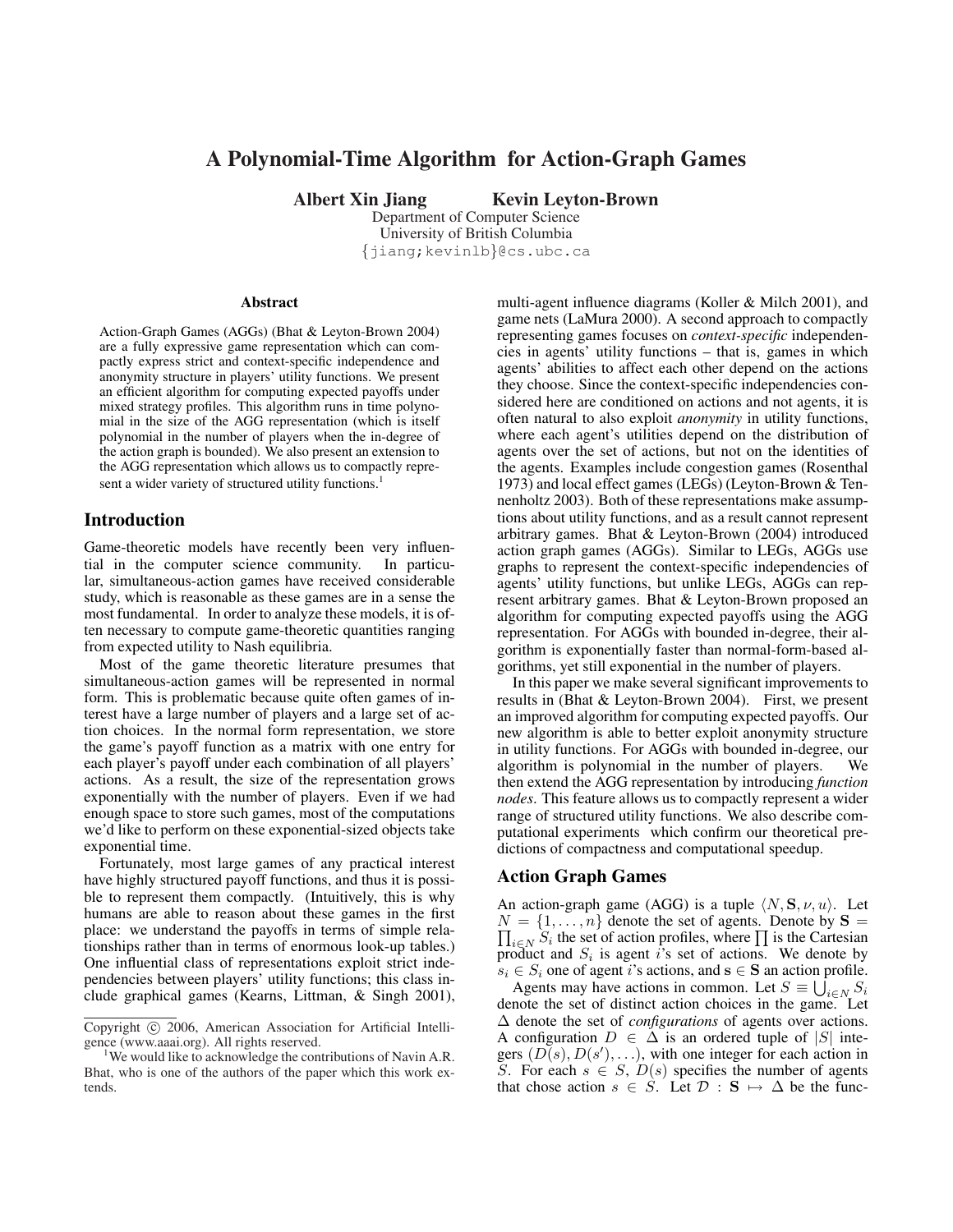# A Polynomial-Time Algorithm for Action-Graph Games

**Albert Xin Jiang** **Kevin Leyton-Brown**

Department of Computer Science
University of British Columbia
{jiang;kevinlb}@cs.ubc.ca

## Abstract

Action-Graph Games (AGGs) (Bhat & Leyton-Brown 2004) are a fully expressive game representation which can compactly express strict and context-specific independence and anonymity structure in players' utility functions. We present an efficient algorithm for computing expected payoffs under mixed strategy profiles. This algorithm runs in time polynomial in the size of the AGG representation (which is itself polynomial in the number of players when the in-degree of the action graph is bounded). We also present an extension to the AGG representation which allows us to compactly represent a wider variety of structured utility functions.[1]

## Introduction

Game-theoretic models have recently been very influential in the computer science community. In particular, simultaneous-action games have received considerable study, which is reasonable as these games are in a sense the most fundamental. In order to analyze these models, it is often necessary to compute game-theoretic quantities ranging from expected utility to Nash equilibria.

Most of the game theoretic literature presumes that simultaneous-action games will be represented in normal form. This is problematic because quite often games of interest have a large number of players and a large set of action choices. In the normal form representation, we store the game's payoff function as a matrix with one entry for each player's payoff under each combination of all players' actions. As a result, the size of the representation grows exponentially with the number of players. Even if we had enough space to store such games, most of the computations we'd like to perform on these exponential-sized objects take exponential time.

Fortunately, most large games of any practical interest have highly structured payoff functions, and thus it is possible to represent them compactly. (Intuitively, this is why humans are able to reason about these games in the first place: we understand the payoffs in terms of simple relationships rather than in terms of enormous look-up tables.) One influential class of representations exploit strict independencies between players' utility functions; this class include graphical games (Kearns, Littman, & Singh 2001), multi-agent influence diagrams (Koller & Milch 2001), and game nets (LaMura 2000). A second approach to compactly representing games focuses on *context-specific* independencies in agents' utility functions – that is, games in which agents' abilities to affect each other depend on the actions they choose. Since the context-specific independencies considered here are conditioned on actions and not agents, it is often natural to also exploit *anonymity* in utility functions, where each agent's utilities depend on the distribution of agents over the set of actions, but not on the identities of the agents. Examples include congestion games (Rosenthal 1973) and local effect games (LEGs) (Leyton-Brown & Tennenholtz 2003). Both of these representations make assumptions about utility functions, and as a result cannot represent arbitrary games. Bhat & Leyton-Brown (2004) introduced action graph games (AGGs). Similar to LEGs, AGGs use graphs to represent the context-specific independencies of agents' utility functions, but unlike LEGs, AGGs can represent arbitrary games. Bhat & Leyton-Brown proposed an algorithm for computing expected payoffs using the AGG representation. For AGGs with bounded in-degree, their algorithm is exponentially faster than normal-form-based algorithms, yet still exponential in the number of players.

In this paper we make several significant improvements to results in (Bhat & Leyton-Brown 2004). First, we present an improved algorithm for computing expected payoffs. Our new algorithm is able to better exploit anonymity structure in utility functions. For AGGs with bounded in-degree, our algorithm is polynomial in the number of players. We then extend the AGG representation by introducing *function nodes*. This feature allows us to compactly represent a wider range of structured utility functions. We also describe computational experiments which confirm our theoretical predictions of compactness and computational speedup.

## Action Graph Games

An action-graph game (AGG) is a tuple $\langle N, \mathbf{S}, \nu, u \rangle$. Let $N = \{1, \ldots, n\}$ denote the set of agents. Denote by $\mathbf{S} = \prod_{i \in N} S_i$ the set of action profiles, where $\prod$ is the Cartesian product and $S_i$ is agent $i$'s set of actions. We denote by $s_i \in S_i$ one of agent $i$'s actions, and $\mathbf{s} \in \mathbf{S}$ an action profile.

Agents may have actions in common. Let $S \equiv \bigcup_{i \in N} S_i$ denote the set of distinct action choices in the game. Let $\Delta$ denote the set of *configurations* of agents over actions. A configuration $D \in \Delta$ is an ordered tuple of $|S|$ integers $(D(s), D(s'), \ldots)$, with one integer for each action in $S$. For each $s \in S$, $D(s)$ specifies the number of agents that chose action $s \in S$. Let $\mathcal{D} : \mathbf{S} \mapsto \Delta$ be the func-

---

Copyright © 2006, American Association for Artificial Intelligence (www.aaai.org). All rights reserved.

[1] We would like to acknowledge the contributions of Navin A.R. Bhat, who is one of the authors of the paper which this work extends.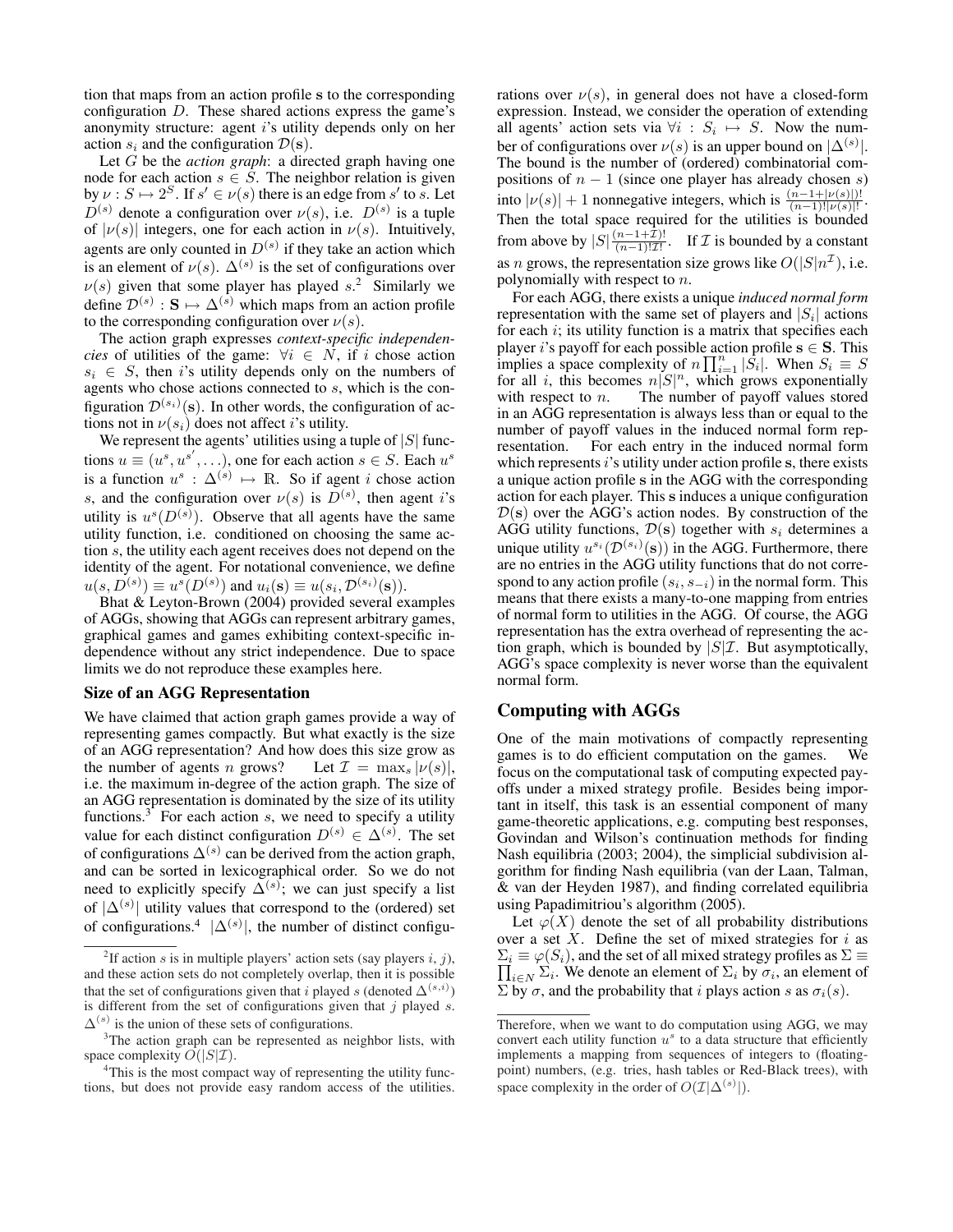tion that maps from an action profile $\mathbf{s}$ to the corresponding configuration $D$. These shared actions express the game's anonymity structure: agent $i$'s utility depends only on her action $s_i$ and the configuration $\mathcal{D}(\mathbf{s})$.

Let $G$ be the *action graph*: a directed graph having one node for each action $s \in S$. The neighbor relation is given by $\nu : S \mapsto 2^S$. If $s' \in \nu(s)$ there is an edge from $s'$ to $s$. Let $D^{(s)}$ denote a configuration over $\nu(s)$, i.e. $D^{(s)}$ is a tuple of $|\nu(s)|$ integers, one for each action in $\nu(s)$. Intuitively, agents are only counted in $D^{(s)}$ if they take an action which is an element of $\nu(s)$. $\Delta^{(s)}$ is the set of configurations over $\nu(s)$ given that some player has played $s$.[2] Similarly we define $\mathcal{D}^{(s)} : \mathbf{S} \mapsto \Delta^{(s)}$ which maps from an action profile to the corresponding configuration over $\nu(s)$.

The action graph expresses *context-specific independencies* of utilities of the game: $\forall i \in N$, if $i$ chose action $s_i \in S$, then $i$'s utility depends only on the numbers of agents who chose actions connected to $s$, which is the configuration $\mathcal{D}^{(s_i)}(\mathbf{s})$. In other words, the configuration of actions not in $\nu(s_i)$ does not affect $i$'s utility.

We represent the agents' utilities using a tuple of $|S|$ functions $u \equiv (u^s, u^{s'}, \ldots)$, one for each action $s \in S$. Each $u^s$ is a function $u^s : \Delta^{(s)} \mapsto \mathbb{R}$. So if agent $i$ chose action $s$, and the configuration over $\nu(s)$ is $D^{(s)}$, then agent $i$'s utility is $u^s(D^{(s)})$. Observe that all agents have the same utility function, i.e. conditioned on choosing the same action $s$, the utility each agent receives does not depend on the identity of the agent. For notational convenience, we define $u(s, D^{(s)}) \equiv u^s(D^{(s)})$ and $u_i(\mathbf{s}) \equiv u(s_i, \mathcal{D}^{(s_i)}(\mathbf{s}))$.

Bhat & Leyton-Brown (2004) provided several examples of AGGs, showing that AGGs can represent arbitrary games, graphical games and games exhibiting context-specific independence without any strict independence. Due to space limits we do not reproduce these examples here.

## Size of an AGG Representation

We have claimed that action graph games provide a way of representing games compactly. But what exactly is the size of an AGG representation? And how does this size grow as the number of agents $n$ grows? Let $\mathcal{I} = \max_s |\nu(s)|$, i.e. the maximum in-degree of the action graph. The size of an AGG representation is dominated by the size of its utility functions.[3] For each action $s$, we need to specify a utility value for each distinct configuration $D^{(s)} \in \Delta^{(s)}$. The set of configurations $\Delta^{(s)}$ can be derived from the action graph, and can be sorted in lexicographical order. So we do not need to explicitly specify $\Delta^{(s)}$; we can just specify a list of $|\Delta^{(s)}|$ utility values that correspond to the (ordered) set of configurations.[4] $|\Delta^{(s)}|$, the number of distinct configurations over $\nu(s)$, in general does not have a closed-form expression. Instead, we consider the operation of extending all agents' action sets via $\forall i : S_i \mapsto S$. Now the number of configurations over $\nu(s)$ is an upper bound on $|\Delta^{(s)}|$. The bound is the number of (ordered) combinatorial compositions of $n-1$ (since one player has already chosen $s$) into $|\nu(s)|+1$ nonnegative integers, which is $\frac{(n-1+|\nu(s)|)!}{(n-1)!|\nu(s)|!}$. Then the total space required for the utilities is bounded from above by $|S|\frac{(n-1+\mathcal{I})!}{(n-1)!\mathcal{I}!}$. If $\mathcal{I}$ is bounded by a constant as $n$ grows, the representation size grows like $O(|S|n^{\mathcal{I}})$, i.e. polynomially with respect to $n$.

For each AGG, there exists a unique *induced normal form* representation with the same set of players and $|S_i|$ actions for each $i$; its utility function is a matrix that specifies each player $i$'s payoff for each possible action profile $\mathbf{s} \in \mathbf{S}$. This implies a space complexity of $n \prod_{i=1}^{n} |S_i|$. When $S_i \equiv S$ for all $i$, this becomes $n|S|^n$, which grows exponentially with respect to $n$. The number of payoff values stored in an AGG representation is always less than or equal to the number of payoff values in the induced normal form representation. For each entry in the induced normal form which represents $i$'s utility under action profile $\mathbf{s}$, there exists a unique action profile $\mathbf{s}$ in the AGG with the corresponding action for each player. This $\mathbf{s}$ induces a unique configuration $\mathcal{D}(\mathbf{s})$ over the AGG's action nodes. By construction of the AGG utility functions, $\mathcal{D}(\mathbf{s})$ together with $s_i$ determines a unique utility $u^{s_i}(\mathcal{D}^{(s_i)}(\mathbf{s}))$ in the AGG. Furthermore, there are no entries in the AGG utility functions that do not correspond to any action profile $(s_i, s_{-i})$ in the normal form. This means that there exists a many-to-one mapping from entries of normal form to utilities in the AGG. Of course, the AGG representation has the extra overhead of representing the action graph, which is bounded by $|S|\mathcal{I}$. But asymptotically, AGG's space complexity is never worse than the equivalent normal form.

# Computing with AGGs

One of the main motivations of compactly representing games is to do efficient computation on the games. We focus on the computational task of computing expected payoffs under a mixed strategy profile. Besides being important in itself, this task is an essential component of many game-theoretic applications, e.g. computing best responses, Govindan and Wilson's continuation methods for finding Nash equilibria (2003; 2004), the simplicial subdivision algorithm for finding Nash equilibria (van der Laan, Talman, & van der Heyden 1987), and finding correlated equilibria using Papadimitriou's algorithm (2005).

Let $\varphi(X)$ denote the set of all probability distributions over a set $X$. Define the set of mixed strategies for $i$ as $\Sigma_i \equiv \varphi(S_i)$, and the set of all mixed strategy profiles as $\Sigma \equiv \prod_{i \in N} \Sigma_i$. We denote an element of $\Sigma_i$ by $\sigma_i$, an element of $\Sigma$ by $\sigma$, and the probability that $i$ plays action $s$ as $\sigma_i(s)$.

---

[2] If action $s$ is in multiple players' action sets (say players $i$, $j$), and these action sets do not completely overlap, then it is possible that the set of configurations given that $i$ played $s$ (denoted $\Delta^{(s,i)}$) is different from the set of configurations given that $j$ played $s$. $\Delta^{(s)}$ is the union of these sets of configurations.

[3] The action graph can be represented as neighbor lists, with space complexity $O(|S|\mathcal{I})$.

[4] This is the most compact way of representing the utility functions, but does not provide easy random access of the utilities. Therefore, when we want to do computation using AGG, we may convert each utility function $u^s$ to a data structure that efficiently implements a mapping from sequences of integers to (floating-point) numbers, (e.g. tries, hash tables or Red-Black trees), with space complexity in the order of $O(\mathcal{I}|\Delta^{(s)}|)$.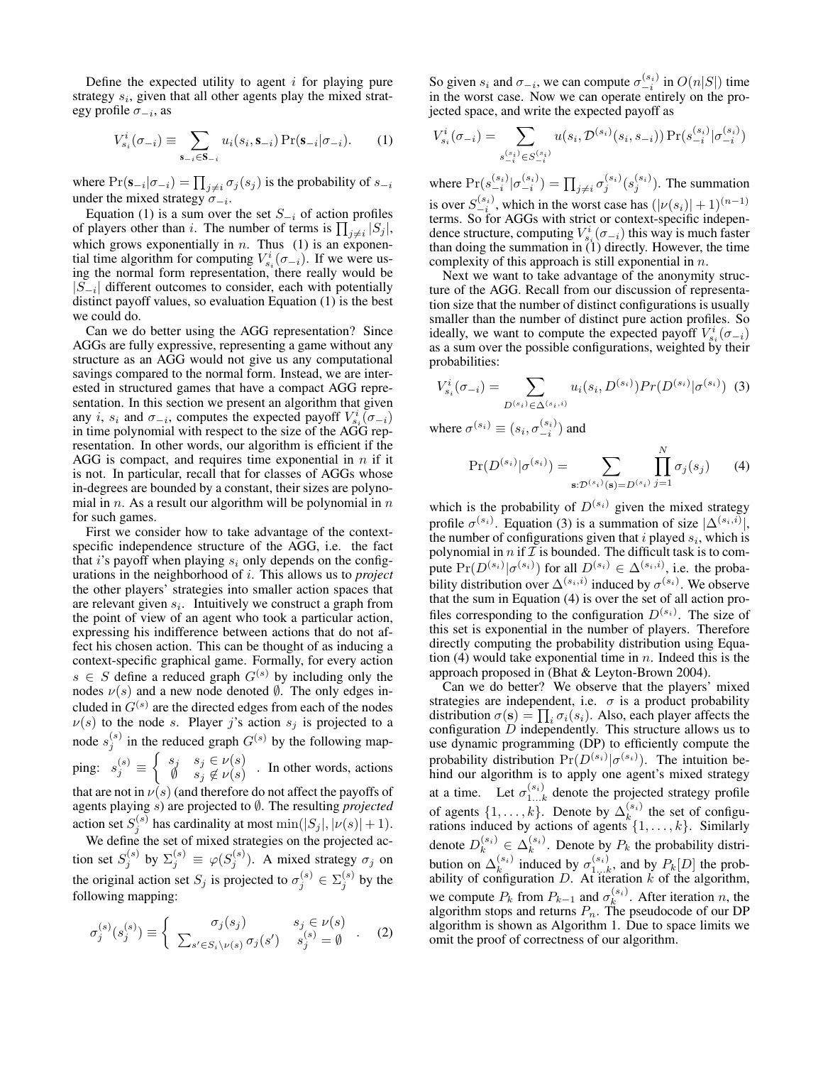Define the expected utility to agent $i$ for playing pure strategy $s_i$, given that all other agents play the mixed strategy profile $\sigma_{-i}$, as

$$V^i_{s_i}(\sigma_{-i}) \equiv \sum_{\mathbf{s}_{-i} \in \mathbf{S}_{-i}} u_i(s_i, \mathbf{s}_{-i}) \Pr(\mathbf{s}_{-i}|\sigma_{-i}). \qquad (1)$$

where $\Pr(\mathbf{s}_{-i}|\sigma_{-i}) = \prod_{j \neq i} \sigma_j(s_j)$ is the probability of $s_{-i}$ under the mixed strategy $\sigma_{-i}$.

Equation (1) is a sum over the set $S_{-i}$ of action profiles of players other than $i$. The number of terms is $\prod_{j\neq i} |S_j|$, which grows exponentially in $n$. Thus (1) is an exponential time algorithm for computing $V^i_{s_i}(\sigma_{-i})$. If we were using the normal form representation, there really would be $|S_{-i}|$ different outcomes to consider, each with potentially distinct payoff values, so evaluation Equation (1) is the best we could do.

Can we do better using the AGG representation? Since AGGs are fully expressive, representing a game without any structure as an AGG would not give us any computational savings compared to the normal form. Instead, we are interested in structured games that have a compact AGG representation. In this section we present an algorithm that given any $i$, $s_i$ and $\sigma_{-i}$, computes the expected payoff $V^i_{s_i}(\sigma_{-i})$ in time polynomial with respect to the size of the AGG representation. In other words, our algorithm is efficient if the AGG is compact, and requires time exponential in $n$ if it is not. In particular, recall that for classes of AGGs whose in-degrees are bounded by a constant, their sizes are polynomial in $n$. As a result our algorithm will be polynomial in $n$ for such games.

First we consider how to take advantage of the context-specific independence structure of the AGG, i.e. the fact that $i$'s payoff when playing $s_i$ only depends on the configurations in the neighborhood of $i$. This allows us to *project* the other players' strategies into smaller action spaces that are relevant given $s_i$. Intuitively we construct a graph from the point of view of an agent who took a particular action, expressing his indifference between actions that do not affect his chosen action. This can be thought of as inducing a context-specific graphical game. Formally, for every action $s \in S$ define a reduced graph $G^{(s)}$ by including only the nodes $\nu(s)$ and a new node denoted $\emptyset$. The only edges included in $G^{(s)}$ are the directed edges from each of the nodes $\nu(s)$ to the node $s$. Player $j$'s action $s_j$ is projected to a node $s_j^{(s)}$ in the reduced graph $G^{(s)}$ by the following mapping: $s_j^{(s)} \equiv \begin{cases} s_j & s_j \in \nu(s) \\ \emptyset & s_j \notin \nu(s) \end{cases}$. In other words, actions that are not in $\nu(s)$ (and therefore do not affect the payoffs of agents playing $s$) are projected to $\emptyset$. The resulting *projected* action set $S_j^{(s)}$ has cardinality at most $\min(|S_j|, |\nu(s)|+1)$.

We define the set of mixed strategies on the projected action set $S_j^{(s)}$ by $\Sigma_j^{(s)} \equiv \varphi(S_j^{(s)})$. A mixed strategy $\sigma_j$ on the original action set $S_j$ is projected to $\sigma_j^{(s)} \in \Sigma_j^{(s)}$ by the following mapping:

$$\sigma_j^{(s)}(s_j^{(s)}) \equiv \begin{cases} \sigma_j(s_j) & s_j \in \nu(s) \\ \sum_{s' \in S_i \setminus \nu(s)} \sigma_j(s') & s_j^{(s)} = \emptyset \end{cases}. \qquad (2)$$

So given $s_i$ and $\sigma_{-i}$, we can compute $\sigma_{-i}^{(s_i)}$ in $O(n|S|)$ time in the worst case. Now we can operate entirely on the projected space, and write the expected payoff as

$$V^i_{s_i}(\sigma_{-i}) = \sum_{s_{-i}^{(s_i)} \in S_{-i}^{(s_i)}} u(s_i, \mathcal{D}^{(s_i)}(s_i, s_{-i})) \Pr(s_{-i}^{(s_i)}|\sigma_{-i}^{(s_i)})$$

where $\Pr(s_{-i}^{(s_i)}|\sigma_{-i}^{(s_i)}) = \prod_{j\neq i} \sigma_j^{(s_i)}(s_j^{(s_i)})$. The summation is over $S_{-i}^{(s_i)}$, which in the worst case has $(|\nu(s_i)|+1)^{(n-1)}$ terms. So for AGGs with strict or context-specific independence structure, computing $V^i_{s_i}(\sigma_{-i})$ this way is much faster than doing the summation in (1) directly. However, the time complexity of this approach is still exponential in $n$.

Next we want to take advantage of the anonymity structure of the AGG. Recall from our discussion of representation size that the number of distinct configurations is usually smaller than the number of distinct pure action profiles. So ideally, we want to compute the expected payoff $V^i_{s_i}(\sigma_{-i})$ as a sum over the possible configurations, weighted by their probabilities:

$$V^i_{s_i}(\sigma_{-i}) = \sum_{D^{(s_i)} \in \Delta^{(s_i,i)}} u_i(s_i, D^{(s_i)}) Pr(D^{(s_i)}|\sigma^{(s_i)}) \quad (3)$$

where $\sigma^{(s_i)} \equiv (s_i, \sigma_{-i}^{(s_i)})$ and

$$\Pr(D^{(s_i)}|\sigma^{(s_i)}) = \sum_{\mathbf{s}: \mathcal{D}^{(s_i)}(\mathbf{s}) = D^{(s_i)}} \prod_{j=1}^{N} \sigma_j(s_j) \qquad (4)$$

which is the probability of $D^{(s_i)}$ given the mixed strategy profile $\sigma^{(s_i)}$. Equation (3) is a summation of size $|\Delta^{(s_i,i)}|$, the number of configurations given that $i$ played $s_i$, which is polynomial in $n$ if $\mathcal{I}$ is bounded. The difficult task is to compute $\Pr(D^{(s_i)}|\sigma^{(s_i)})$ for all $D^{(s_i)} \in \Delta^{(s_i,i)}$, i.e. the probability distribution over $\Delta^{(s_i,i)}$ induced by $\sigma^{(s_i)}$. We observe that the sum in Equation (4) is over the set of all action profiles corresponding to the configuration $D^{(s_i)}$. The size of this set is exponential in the number of players. Therefore directly computing the probability distribution using Equation (4) would take exponential time in $n$. Indeed this is the approach proposed in (Bhat & Leyton-Brown 2004).

Can we do better? We observe that the players' mixed strategies are independent, i.e. $\sigma$ is a product probability distribution $\sigma(\mathbf{s}) = \prod_i \sigma_i(s_i)$. Also, each player affects the configuration $D$ independently. This structure allows us to use dynamic programming (DP) to efficiently compute the probability distribution $\Pr(D^{(s_i)}|\sigma^{(s_i)})$. The intuition behind our algorithm is to apply one agent's mixed strategy at a time. Let $\sigma_{1\ldots k}^{(s_i)}$ denote the projected strategy profile of agents $\{1, \ldots, k\}$. Denote by $\Delta_k^{(s_i)}$ the set of configurations induced by actions of agents $\{1, \ldots, k\}$. Similarly denote $D_k^{(s_i)} \in \Delta_k^{(s_i)}$. Denote by $P_k$ the probability distribution on $\Delta_k^{(s_i)}$ induced by $\sigma_{1\ldots k}^{(s_i)}$, and by $P_k[D]$ the probability of configuration $D$. At iteration $k$ of the algorithm, we compute $P_k$ from $P_{k-1}$ and $\sigma_k^{(s_i)}$. After iteration $n$, the algorithm stops and returns $P_n$. The pseudocode of our DP algorithm is shown as Algorithm 1. Due to space limits we omit the proof of correctness of our algorithm.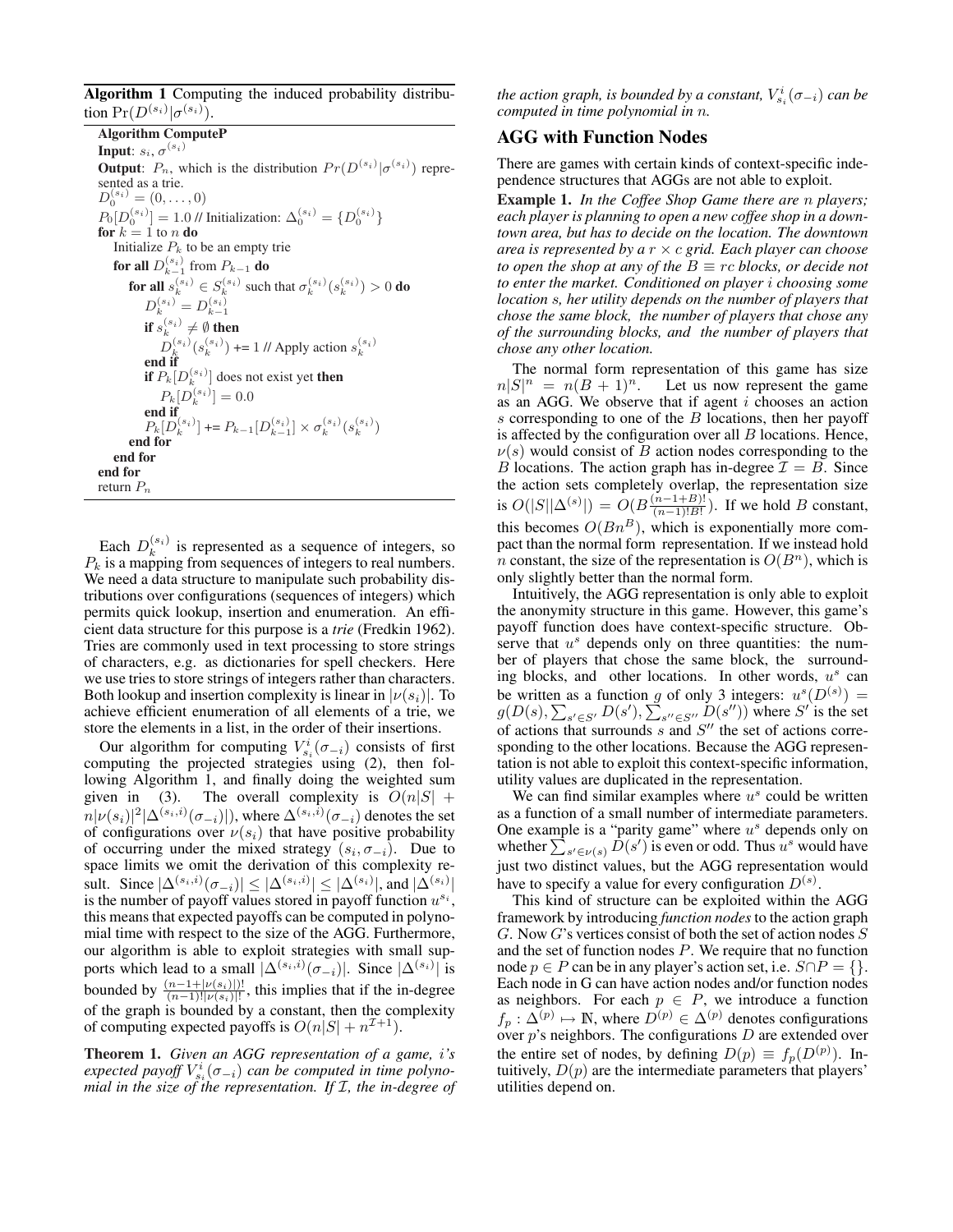**Algorithm 1** Computing the induced probability distribution $\Pr(D^{(s_i)}|\sigma^{(s_i)})$.

```
Algorithm ComputeP
Input: s_i, σ^(s_i)
Output: P_n, which is the distribution Pr(D^(s_i)|σ^(s_i)) represented as a trie.
D_0^(s_i) = (0, ..., 0)
P_0[D_0^(s_i)] = 1.0 // Initialization: Δ_0^(s_i) = {D_0^(s_i)}
for k = 1 to n do
    Initialize P_k to be an empty trie
    for all D_{k-1}^(s_i) from P_{k-1} do
        for all s_k^(s_i) ∈ S_k^(s_i) such that σ_k^(s_i)(s_k^(s_i)) > 0 do
            D_k^(s_i) = D_{k-1}^(s_i)
            if s_k^(s_i) ≠ ∅ then
                D_k^(s_i)(s_k^(s_i)) += 1 // Apply action s_k^(s_i)
            end if
            if P_k[D_k^(s_i)] does not exist yet then
                P_k[D_k^(s_i)] = 0.0
            end if
            P_k[D_k^(s_i)] += P_{k-1}[D_{k-1}^(s_i)] × σ_k^(s_i)(s_k^(s_i))
        end for
    end for
end for
return P_n
```

Each $D_k^{(s_i)}$ is represented as a sequence of integers, so $P_k$ is a mapping from sequences of integers to real numbers. We need a data structure to manipulate such probability distributions over configurations (sequences of integers) which permits quick lookup, insertion and enumeration. An efficient data structure for this purpose is a *trie* (Fredkin 1962). Tries are commonly used in text processing to store strings of characters, e.g. as dictionaries for spell checkers. Here we use tries to store strings of integers rather than characters. Both lookup and insertion complexity is linear in $|\nu(s_i)|$. To achieve efficient enumeration of all elements of a trie, we store the elements in a list, in the order of their insertions.

Our algorithm for computing $V^i_{s_i}(\sigma_{-i})$ consists of first computing the projected strategies using (2), then following Algorithm 1, and finally doing the weighted sum given in (3). The overall complexity is $O(n|S| + n|\nu(s_i)|^2|\Delta^{(s_i,i)}(\sigma_{-i})|)$, where $\Delta^{(s_i,i)}(\sigma_{-i})$ denotes the set of configurations over $\nu(s_i)$ that have positive probability of occurring under the mixed strategy $(s_i, \sigma_{-i})$. Due to space limits we omit the derivation of this complexity result. Since $|\Delta^{(s_i,i)}(\sigma_{-i})| \leq |\Delta^{(s_i,i)}| \leq |\Delta^{(s_i)}|$, and $|\Delta^{(s_i)}|$ is the number of payoff values stored in payoff function $u^{s_i}$, this means that expected payoffs can be computed in polynomial time with respect to the size of the AGG. Furthermore, our algorithm is able to exploit strategies with small supports which lead to a small $|\Delta^{(s_i,i)}(\sigma_{-i})|$. Since $|\Delta^{(s_i)}|$ is bounded by $\frac{(n-1+|\nu(s_i)|)!}{(n-1)!|\nu(s_i)|!}$, this implies that if the in-degree of the graph is bounded by a constant, then the complexity of computing expected payoffs is $O(n|S| + n^{\mathcal{I}+1})$.

**Theorem 1.** *Given an AGG representation of a game, i's expected payoff $V^i_{s_i}(\sigma_{-i})$ can be computed in time polynomial in the size of the representation. If $\mathcal{I}$, the in-degree of the action graph, is bounded by a constant, $V^i_{s_i}(\sigma_{-i})$ can be computed in time polynomial in n.*

## AGG with Function Nodes

There are games with certain kinds of context-specific independence structures that AGGs are not able to exploit.

**Example 1.** *In the Coffee Shop Game there are n players; each player is planning to open a new coffee shop in a downtown area, but has to decide on the location. The downtown area is represented by a $r \times c$ grid. Each player can choose to open the shop at any of the $B \equiv rc$ blocks, or decide not to enter the market. Conditioned on player i choosing some location s, her utility depends on the number of players that chose the same block, the number of players that chose any of the surrounding blocks, and the number of players that chose any other location.*

The normal form representation of this game has size $n|S|^n = n(B+1)^n$. Let us now represent the game as an AGG. We observe that if agent $i$ chooses an action $s$ corresponding to one of the $B$ locations, then her payoff is affected by the configuration over all $B$ locations. Hence, $\nu(s)$ would consist of $B$ action nodes corresponding to the $B$ locations. The action graph has in-degree $\mathcal{I} = B$. Since the action sets completely overlap, the representation size is $O(|S||\Delta^{(s)}|) = O(B\frac{(n-1+B)!}{(n-1)!B!})$. If we hold $B$ constant, this becomes $O(Bn^B)$, which is exponentially more compact than the normal form representation. If we instead hold $n$ constant, the size of the representation is $O(B^n)$, which is only slightly better than the normal form.

Intuitively, the AGG representation is only able to exploit the anonymity structure in this game. However, this game's payoff function does have context-specific structure. Observe that $u^s$ depends only on three quantities: the number of players that chose the same block, the surrounding blocks, and other locations. In other words, $u^s$ can be written as a function $g$ of only 3 integers: $u^s(D^{(s)}) = g(D(s), \sum_{s' \in S'} D(s'), \sum_{s'' \in S''} D(s''))$ where $S'$ is the set of actions that surrounds $s$ and $S''$ the set of actions corresponding to the other locations. Because the AGG representation is not able to exploit this context-specific information, utility values are duplicated in the representation.

We can find similar examples where $u^s$ could be written as a function of a small number of intermediate parameters. One example is a "parity game" where $u^s$ depends only on whether $\sum_{s' \in \nu(s)} D(s')$ is even or odd. Thus $u^s$ would have just two distinct values, but the AGG representation would have to specify a value for every configuration $D^{(s)}$.

This kind of structure can be exploited within the AGG framework by introducing *function nodes* to the action graph $G$. Now $G$'s vertices consist of both the set of action nodes $S$ and the set of function nodes $P$. We require that no function node $p \in P$ can be in any player's action set, i.e. $S \cap P = \{\}$. Each node in G can have action nodes and/or function nodes as neighbors. For each $p \in P$, we introduce a function $f_p : \Delta^{(p)} \mapsto \mathbb{N}$, where $D^{(p)} \in \Delta^{(p)}$ denotes configurations over $p$'s neighbors. The configurations $D$ are extended over the entire set of nodes, by defining $D(p) \equiv f_p(D^{(p)})$. Intuitively, $D(p)$ are the intermediate parameters that players' utilities depend on.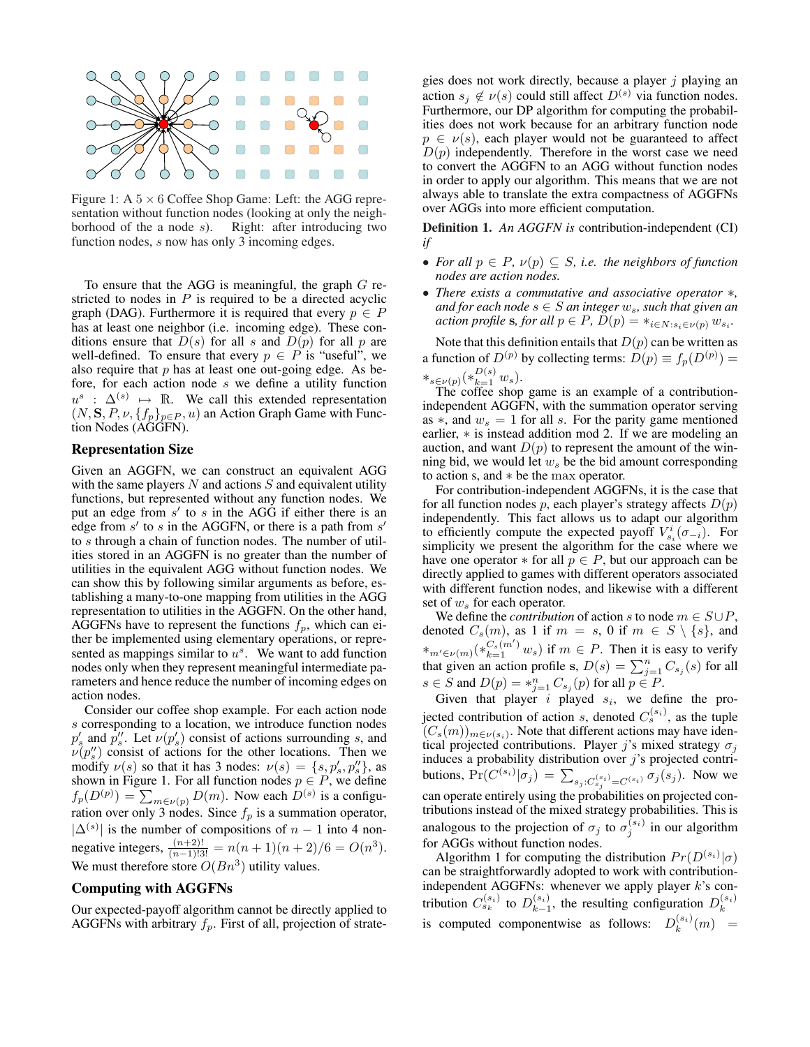Figure 1: A 5 × 6 Coffee Shop Game: Left: the AGG representation without function nodes (looking at only the neighborhood of the a node $s$). Right: after introducing two function nodes, $s$ now has only 3 incoming edges.

To ensure that the AGG is meaningful, the graph $G$ restricted to nodes in $P$ is required to be a directed acyclic graph (DAG). Furthermore it is required that every $p \in P$ has at least one neighbor (i.e. incoming edge). These conditions ensure that $D(s)$ for all $s$ and $D(p)$ for all $p$ are well-defined. To ensure that every $p \in P$ is "useful", we also require that $p$ has at least one out-going edge. As before, for each action node $s$ we define a utility function $u^s : \Delta^{(s)} \mapsto \mathbb{R}$. We call this extended representation $(N, \mathbf{S}, P, \nu, \{f_p\}_{p \in P}, u)$ an Action Graph Game with Function Nodes (AGGFN).

## Representation Size

Given an AGGFN, we can construct an equivalent AGG with the same players $N$ and actions $S$ and equivalent utility functions, but represented without any function nodes. We put an edge from $s'$ to $s$ in the AGG if either there is an edge from $s'$ to $s$ in the AGGFN, or there is a path from $s'$ to $s$ through a chain of function nodes. The number of utilities stored in an AGGFN is no greater than the number of utilities in the equivalent AGG without function nodes. We can show this by following similar arguments as before, establishing a many-to-one mapping from utilities in the AGG representation to utilities in the AGGFN. On the other hand, AGGFNs have to represent the functions $f_p$, which can either be implemented using elementary operations, or represented as mappings similar to $u^s$. We want to add function nodes only when they represent meaningful intermediate parameters and hence reduce the number of incoming edges on action nodes.

Consider our coffee shop example. For each action node $s$ corresponding to a location, we introduce function nodes $p'_s$ and $p''_s$. Let $\nu(p'_s)$ consist of actions surrounding $s$, and $\nu(p''_s)$ consist of actions for the other locations. Then we modify $\nu(s)$ so that it has 3 nodes: $\nu(s) = \{s, p'_s, p''_s\}$, as shown in Figure 1. For all function nodes $p \in P$, we define $f_p(D^{(p)}) = \sum_{m \in \nu(p)} D(m)$. Now each $D^{(s)}$ is a configuration over only 3 nodes. Since $f_p$ is a summation operator, $|\Delta^{(s)}|$ is the number of compositions of $n-1$ into 4 nonnegative integers, $\frac{(n+2)!}{(n-1)!3!} = n(n+1)(n+2)/6 = O(n^3)$. We must therefore store $O(Bn^3)$ utility values.

## Computing with AGGFNs

Our expected-payoff algorithm cannot be directly applied to AGGFNs with arbitrary $f_p$. First of all, projection of strategies does not work directly, because a player $j$ playing an action $s_j \notin \nu(s)$ could still affect $D^{(s)}$ via function nodes. Furthermore, our DP algorithm for computing the probabilities does not work because for an arbitrary function node $p \in \nu(s)$, each player would not be guaranteed to affect $D(p)$ independently. Therefore in the worst case we need to convert the AGGFN to an AGG without function nodes in order to apply our algorithm. This means that we are not always able to translate the extra compactness of AGGFNs over AGGs into more efficient computation.

**Definition 1.** *An AGGFN is* contribution-independent (CI) *if*

- *For all $p \in P$, $\nu(p) \subseteq S$, i.e. the neighbors of function nodes are action nodes.*
- *There exists a commutative and associative operator $*$, and for each node $s \in S$ an integer $w_s$, such that given an action profile $\mathbf{s}$, for all $p \in P$, $D(p) = *_{i \in N : s_i \in \nu(p)} w_{s_i}$.*

Note that this definition entails that $D(p)$ can be written as a function of $D^{(p)}$ by collecting terms: $D(p) \equiv f_p(D^{(p)}) = *_{s \in \nu(p)} (*_{k=1}^{D(s)} w_s)$.

The coffee shop game is an example of a contribution-independent AGGFN, with the summation operator serving as $*$, and $w_s = 1$ for all $s$. For the parity game mentioned earlier, $*$ is instead addition mod 2. If we are modeling an auction, and want $D(p)$ to represent the amount of the winning bid, we would let $w_s$ be the bid amount corresponding to action s, and $*$ be the max operator.

For contribution-independent AGGFNs, it is the case that for all function nodes $p$, each player's strategy affects $D(p)$ independently. This fact allows us to adapt our algorithm to efficiently compute the expected payoff $V^i_{s_i}(\sigma_{-i})$. For simplicity we present the algorithm for the case where we have one operator $*$ for all $p \in P$, but our approach can be directly applied to games with different operators associated with different function nodes, and likewise with a different set of $w_s$ for each operator.

We define the *contribution* of action $s$ to node $m \in S \cup P$, denoted $C_s(m)$, as 1 if $m = s$, 0 if $m \in S \setminus \{s\}$, and $*_{m' \in \nu(m)} (*_{k=1}^{C_s(m')} w_s)$ if $m \in P$. Then it is easy to verify that given an action profile $\mathbf{s}$, $D(s) = \sum_{j=1}^{n} C_{s_j}(s)$ for all $s \in S$ and $D(p) = *_{j=1}^{n} C_{s_j}(p)$ for all $p \in P$.

Given that player $i$ played $s_i$, we define the projected contribution of action $s$, denoted $C_s^{(s_i)}$, as the tuple $(C_s(m))_{m \in \nu(s_i)}$. Note that different actions may have identical projected contributions. Player $j$'s mixed strategy $\sigma_j$ induces a probability distribution over $j$'s projected contributions, $\Pr(C^{(s_i)} | \sigma_j) = \sum_{s_j : C_{s_j}^{(s_i)} = C^{(s_i)}} \sigma_j(s_j)$. Now we can operate entirely using the probabilities on projected contributions instead of the mixed strategy probabilities. This is analogous to the projection of $\sigma_j$ to $\sigma_j^{(s_i)}$ in our algorithm for AGGs without function nodes.

Algorithm 1 for computing the distribution $Pr(D^{(s_i)} | \sigma)$ can be straightforwardly adopted to work with contribution-independent AGGFNs: whenever we apply player $k$'s contribution $C_{s_k}^{(s_i)}$ to $D_{k-1}^{(s_i)}$, the resulting configuration $D_k^{(s_i)}$ is computed componentwise as follows: $D_k^{(s_i)}(m) =$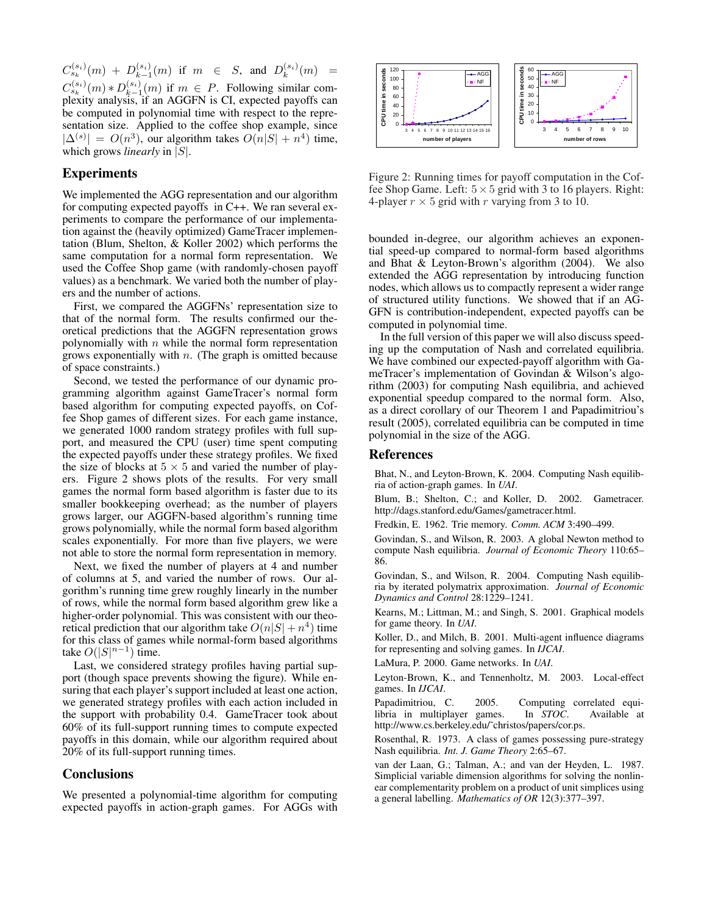$C_{s_k}^{(s_i)}(m) + D_{k-1}^{(s_i)}(m)$ if $m \in S$, and $D_k^{(s_i)}(m) = C_{s_k}^{(s_i)}(m) * D_{k-1}^{(s_i)}(m)$ if $m \in P$. Following similar complexity analysis, if an AGGFN is CI, expected payoffs can be computed in polynomial time with respect to the representation size. Applied to the coffee shop example, since $|\Delta^{(s)}| = O(n^3)$, our algorithm takes $O(n|S| + n^4)$ time, which grows *linearly* in $|S|$.

## Experiments

We implemented the AGG representation and our algorithm for computing expected payoffs in C++. We ran several experiments to compare the performance of our implementation against the (heavily optimized) GameTracer implementation (Blum, Shelton, & Koller 2002) which performs the same computation for a normal form representation. We used the Coffee Shop game (with randomly-chosen payoff values) as a benchmark. We varied both the number of players and the number of actions.

First, we compared the AGGFNs' representation size to that of the normal form. The results confirmed our theoretical predictions that the AGGFN representation grows polynomially with $n$ while the normal form representation grows exponentially with $n$. (The graph is omitted because of space constraints.)

Second, we tested the performance of our dynamic programming algorithm against GameTracer's normal form based algorithm for computing expected payoffs, on Coffee Shop games of different sizes. For each game instance, we generated 1000 random strategy profiles with full support, and measured the CPU (user) time spent computing the expected payoffs under these strategy profiles. We fixed the size of blocks at $5 \times 5$ and varied the number of players. Figure 2 shows plots of the results. For very small games the normal form based algorithm is faster due to its smaller bookkeeping overhead; as the number of players grows larger, our AGGFN-based algorithm's running time grows polynomially, while the normal form based algorithm scales exponentially. For more than five players, we were not able to store the normal form representation in memory.

Next, we fixed the number of players at 4 and number of columns at 5, and varied the number of rows. Our algorithm's running time grew roughly linearly in the number of rows, while the normal form based algorithm grew like a higher-order polynomial. This was consistent with our theoretical prediction that our algorithm take $O(n|S| + n^4)$ time for this class of games while normal-form based algorithms take $O(|S|^{n-1})$ time.

Last, we considered strategy profiles having partial support (though space prevents showing the figure). While ensuring that each player's support included at least one action, we generated strategy profiles with each action included in the support with probability 0.4. GameTracer took about 60% of its full-support running times to compute expected payoffs in this domain, while our algorithm required about 20% of its full-support running times.

## Conclusions

We presented a polynomial-time algorithm for computing expected payoffs in action-graph games. For AGGs with bounded in-degree, our algorithm achieves an exponential speed-up compared to normal-form based algorithms and Bhat & Leyton-Brown's algorithm (2004). We also extended the AGG representation by introducing function nodes, which allows us to compactly represent a wider range of structured utility functions. We showed that if an AGGFN is contribution-independent, expected payoffs can be computed in polynomial time.

In the full version of this paper we will also discuss speeding up the computation of Nash and correlated equilibria. We have combined our expected-payoff algorithm with GameTracer's implementation of Govindan & Wilson's algorithm (2003) for computing Nash equilibria, and achieved exponential speedup compared to the normal form. Also, as a direct corollary of our Theorem 1 and Papadimitriou's result (2005), correlated equilibria can be computed in time polynomial in the size of the AGG.

CPU time in seconds
120
100
80
60
40
20
0
3 4 5 6 7 8 9 10 11 12 13 14 15 16
number of players
AGG
NF

CPU time in seconds
60
50
40
30
20
10
0
3 4 5 6 7 8 9 10
number of rows
AGG
NF

Figure 2: Running times for payoff computation in the Coffee Shop Game. Left: $5 \times 5$ grid with 3 to 16 players. Right: 4-player $r \times 5$ grid with $r$ varying from 3 to 10.

## References

Bhat, N., and Leyton-Brown, K. 2004. Computing Nash equilibria of action-graph games. In *UAI*.

Blum, B.; Shelton, C.; and Koller, D. 2002. Gametracer. http://dags.stanford.edu/Games/gametracer.html.

Fredkin, E. 1962. Trie memory. *Comm. ACM* 3:490–499.

Govindan, S., and Wilson, R. 2003. A global Newton method to compute Nash equilibria. *Journal of Economic Theory* 110:65–86.

Govindan, S., and Wilson, R. 2004. Computing Nash equilibria by iterated polymatrix approximation. *Journal of Economic Dynamics and Control* 28:1229–1241.

Kearns, M.; Littman, M.; and Singh, S. 2001. Graphical models for game theory. In *UAI*.

Koller, D., and Milch, B. 2001. Multi-agent influence diagrams for representing and solving games. In *IJCAI*.

LaMura, P. 2000. Game networks. In *UAI*.

Leyton-Brown, K., and Tennenholtz, M. 2003. Local-effect games. In *IJCAI*.

Papadimitriou, C. 2005. Computing correlated equilibria in multiplayer games. In *STOC*. Available at http://www.cs.berkeley.edu/~christos/papers/cor.ps.

Rosenthal, R. 1973. A class of games possessing pure-strategy Nash equilibria. *Int. J. Game Theory* 2:65–67.

van der Laan, G.; Talman, A.; and van der Heyden, L. 1987. Simplicial variable dimension algorithms for solving the nonlinear complementarity problem on a product of unit simplices using a general labelling. *Mathematics of OR* 12(3):377–397.